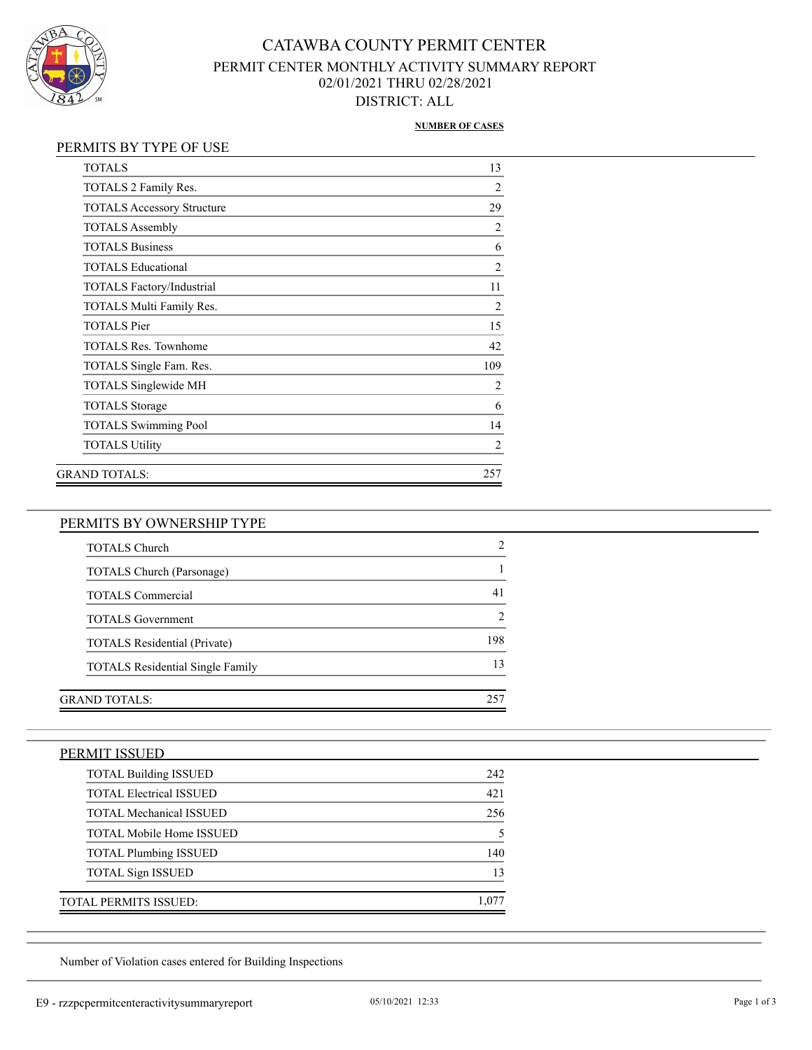# CATAWBA COUNTY PERMIT CENTER

## PERMIT CENTER MONTHLY ACTIVITY SUMMARY REPORT

02/01/2021 THRU 02/28/2021

DISTRICT: ALL

### PERMITS BY TYPE OF USE

| | NUMBER OF CASES |
|---|---|
| TOTALS | 13 |
| TOTALS 2 Family Res. | 2 |
| TOTALS Accessory Structure | 29 |
| TOTALS Assembly | 2 |
| TOTALS Business | 6 |
| TOTALS Educational | 2 |
| TOTALS Factory/Industrial | 11 |
| TOTALS Multi Family Res. | 2 |
| TOTALS Pier | 15 |
| TOTALS Res. Townhome | 42 |
| TOTALS Single Fam. Res. | 109 |
| TOTALS Singlewide MH | 2 |
| TOTALS Storage | 6 |
| TOTALS Swimming Pool | 14 |
| TOTALS Utility | 2 |
| GRAND TOTALS: | 257 |

### PERMITS BY OWNERSHIP TYPE

| | |
|---|---|
| TOTALS Church | 2 |
| TOTALS Church (Parsonage) | 1 |
| TOTALS Commercial | 41 |
| TOTALS Government | 2 |
| TOTALS Residential (Private) | 198 |
| TOTALS Residential Single Family | 13 |
| GRAND TOTALS: | 257 |

### PERMIT ISSUED

| | |
|---|---|
| TOTAL Building ISSUED | 242 |
| TOTAL Electrical ISSUED | 421 |
| TOTAL Mechanical ISSUED | 256 |
| TOTAL Mobile Home ISSUED | 5 |
| TOTAL Plumbing ISSUED | 140 |
| TOTAL Sign ISSUED | 13 |
| TOTAL PERMITS ISSUED: | 1,077 |

Number of Violation cases entered for Building Inspections

E9 - rzzpcpermitcenteractivitysummaryreport 05/10/2021 12:33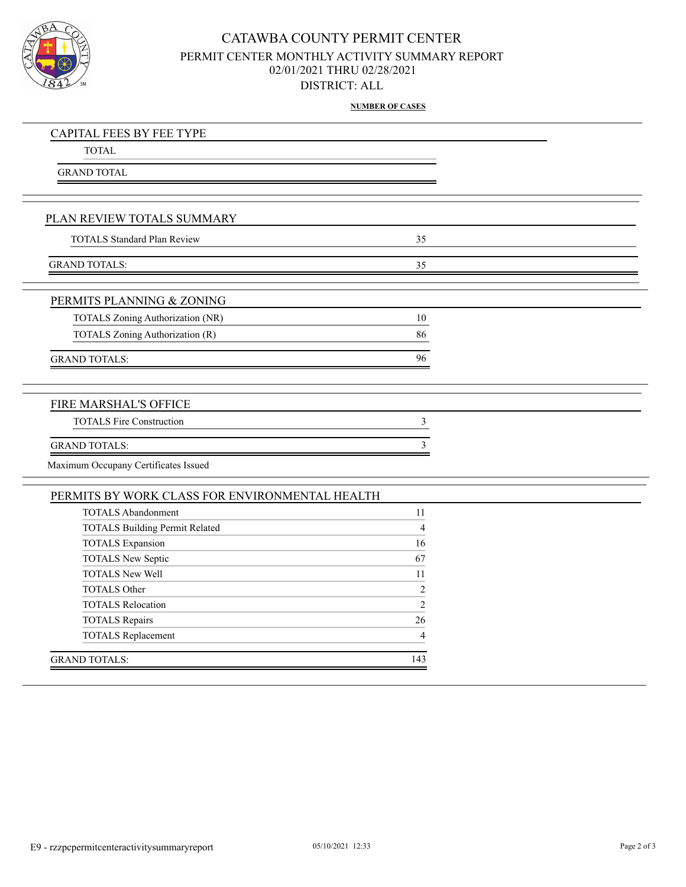# CATAWBA COUNTY PERMIT CENTER

## PERMIT CENTER MONTHLY ACTIVITY SUMMARY REPORT

02/01/2021 THRU 02/28/2021

DISTRICT: ALL

**NUMBER OF CASES**

### CAPITAL FEES BY FEE TYPE

| | |
|---|---|
| TOTAL | |
| GRAND TOTAL | |

### PLAN REVIEW TOTALS SUMMARY

| | |
|---|---|
| TOTALS Standard Plan Review | 35 |
| GRAND TOTALS: | 35 |

### PERMITS PLANNING & ZONING

| | |
|---|---|
| TOTALS Zoning Authorization (NR) | 10 |
| TOTALS Zoning Authorization (R) | 86 |
| GRAND TOTALS: | 96 |

### FIRE MARSHAL'S OFFICE

| | |
|---|---|
| TOTALS Fire Construction | 3 |
| GRAND TOTALS: | 3 |

Maximum Occupany Certificates Issued

### PERMITS BY WORK CLASS FOR ENVIRONMENTAL HEALTH

| | |
|---|---|
| TOTALS Abandonment | 11 |
| TOTALS Building Permit Related | 4 |
| TOTALS Expansion | 16 |
| TOTALS New Septic | 67 |
| TOTALS New Well | 11 |
| TOTALS Other | 2 |
| TOTALS Relocation | 2 |
| TOTALS Repairs | 26 |
| TOTALS Replacement | 4 |
| GRAND TOTALS: | 143 |

E9 - rzzpcpermitcenteractivitysummaryreport 05/10/2021 12:33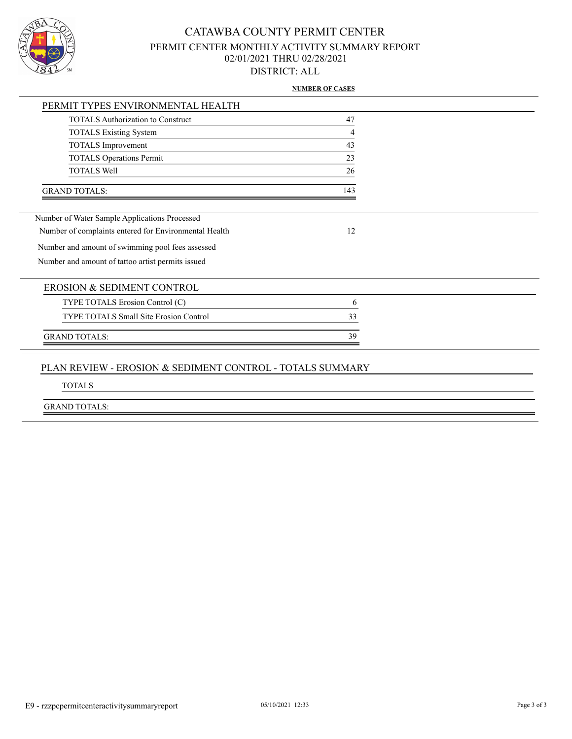# CATAWBA COUNTY PERMIT CENTER

## PERMIT CENTER MONTHLY ACTIVITY SUMMARY REPORT

02/01/2021 THRU 02/28/2021

DISTRICT: ALL

### PERMIT TYPES ENVIRONMENTAL HEALTH

| | NUMBER OF CASES |
|---|---|
| TOTALS Authorization to Construct | 47 |
| TOTALS Existing System | 4 |
| TOTALS Improvement | 43 |
| TOTALS Operations Permit | 23 |
| TOTALS Well | 26 |
| GRAND TOTALS: | 143 |

| | |
|---|---|
| Number of Water Sample Applications Processed | |
| Number of complaints entered for Environmental Health | 12 |
| Number and amount of swimming pool fees assessed | |
| Number and amount of tattoo artist permits issued | |

### EROSION & SEDIMENT CONTROL

| | |
|---|---|
| TYPE TOTALS Erosion Control (C) | 6 |
| TYPE TOTALS Small Site Erosion Control | 33 |
| GRAND TOTALS: | 39 |

### PLAN REVIEW - EROSION & SEDIMENT CONTROL - TOTALS SUMMARY

| | |
|---|---|
| TOTALS | |
| GRAND TOTALS: | |

E9 - rzzpcpermitcenteractivitysummaryreport 05/10/2021 12:33